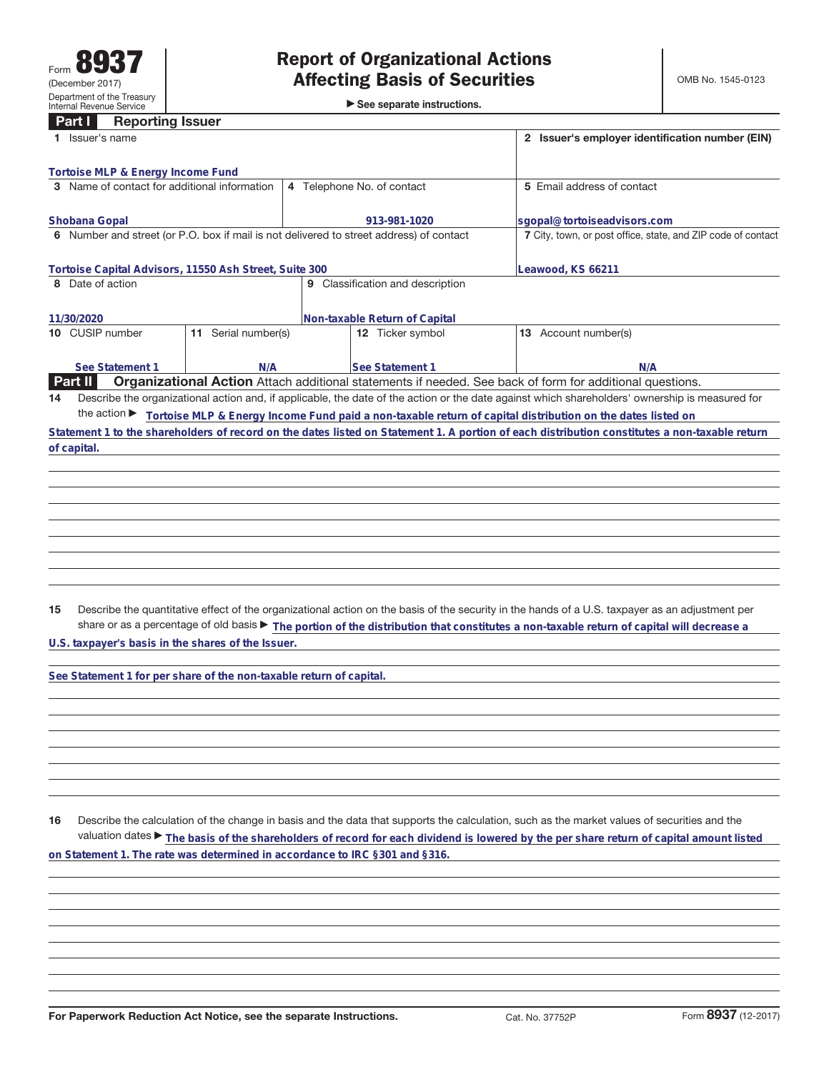Form **8937**
(December 2017)
Department of the Treasury
Internal Revenue Service

# Report of Organizational Actions Affecting Basis of Securities

► See separate instructions.

OMB No. 1545-0123

## Part I Reporting Issuer

| 1 Issuer's name | | | 2 Issuer's employer identification number (EIN) |
|---|---|---|---|
| Tortoise MLP & Energy Income Fund | | | |
| 3 Name of contact for additional information | 4 Telephone No. of contact | | 5 Email address of contact |
| Shobana Gopal | 913-981-1020 | | sgopal@tortoiseadvisors.com |
| 6 Number and street (or P.O. box if mail is not delivered to street address) of contact | | | 7 City, town, or post office, state, and ZIP code of contact |
| Tortoise Capital Advisors, 11550 Ash Street, Suite 300 | | | Leawood, KS 66211 |
| 8 Date of action | 9 Classification and description | | |
| 11/30/2020 | Non-taxable Return of Capital | | |
| 10 CUSIP number | 11 Serial number(s) | 12 Ticker symbol | 13 Account number(s) |
| See Statement 1 | N/A | See Statement 1 | N/A |

## Part II Organizational Action

Attach additional statements if needed. See back of form for additional questions.

**14** Describe the organizational action and, if applicable, the date of the action or the date against which shareholders' ownership is measured for the action ► Tortoise MLP & Energy Income Fund paid a non-taxable return of capital distribution on the dates listed on Statement 1 to the shareholders of record on the dates listed on Statement 1. A portion of each distribution constitutes a non-taxable return of capital.

**15** Describe the quantitative effect of the organizational action on the basis of the security in the hands of a U.S. taxpayer as an adjustment per share or as a percentage of old basis ► The portion of the distribution that constitutes a non-taxable return of capital will decrease a U.S. taxpayer's basis in the shares of the Issuer.

See Statement 1 for per share of the non-taxable return of capital.

**16** Describe the calculation of the change in basis and the data that supports the calculation, such as the market values of securities and the valuation dates ► The basis of the shareholders of record for each dividend is lowered by the per share return of capital amount listed on Statement 1. The rate was determined in accordance with IRC §301 and §316.

For Paperwork Reduction Act Notice, see the separate Instructions. Cat. No. 37752P Form **8937** (12-2017)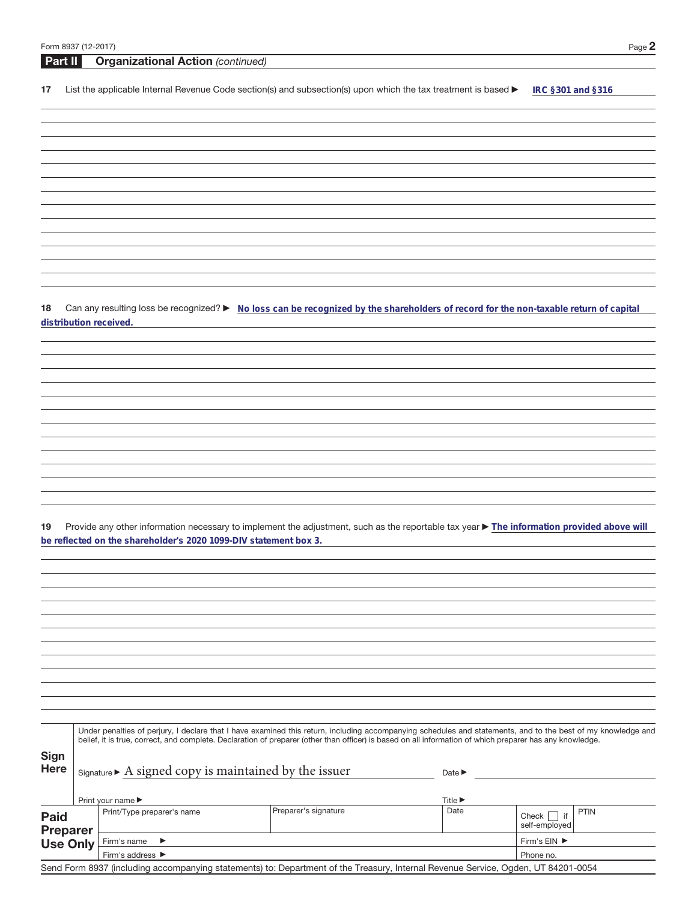## Part II Organizational Action *(continued)*

**17** List the applicable Internal Revenue Code section(s) and subsection(s) upon which the tax treatment is based ▶ **IRC §301 and §316**

**18** Can any resulting loss be recognized? ▶ **No loss can be recognized by the shareholders of record for the non-taxable return of capital distribution received.**

**19** Provide any other information necessary to implement the adjustment, such as the reportable tax year ▶ **The information provided above will be reflected on the shareholder's 2020 1099-DIV statement box 3.**

**Sign Here**

Under penalties of perjury, I declare that I have examined this return, including accompanying schedules and statements, and to the best of my knowledge and belief, it is true, correct, and complete. Declaration of preparer (other than officer) is based on all information of which preparer has any knowledge.

Signature ▶ A signed copy is maintained by the issuer    Date ▶

Print your name ▶    Title ▶

| Paid Preparer Use Only | Print/Type preparer's name | Preparer's signature | Date | Check ☐ if self-employed | PTIN |
|---|---|---|---|---|---|
| | Firm's name ▶ | | | Firm's EIN ▶ | |
| | Firm's address ▶ | | | Phone no. | |

Send Form 8937 (including accompanying statements) to: Department of the Treasury, Internal Revenue Service, Ogden, UT 84201-0054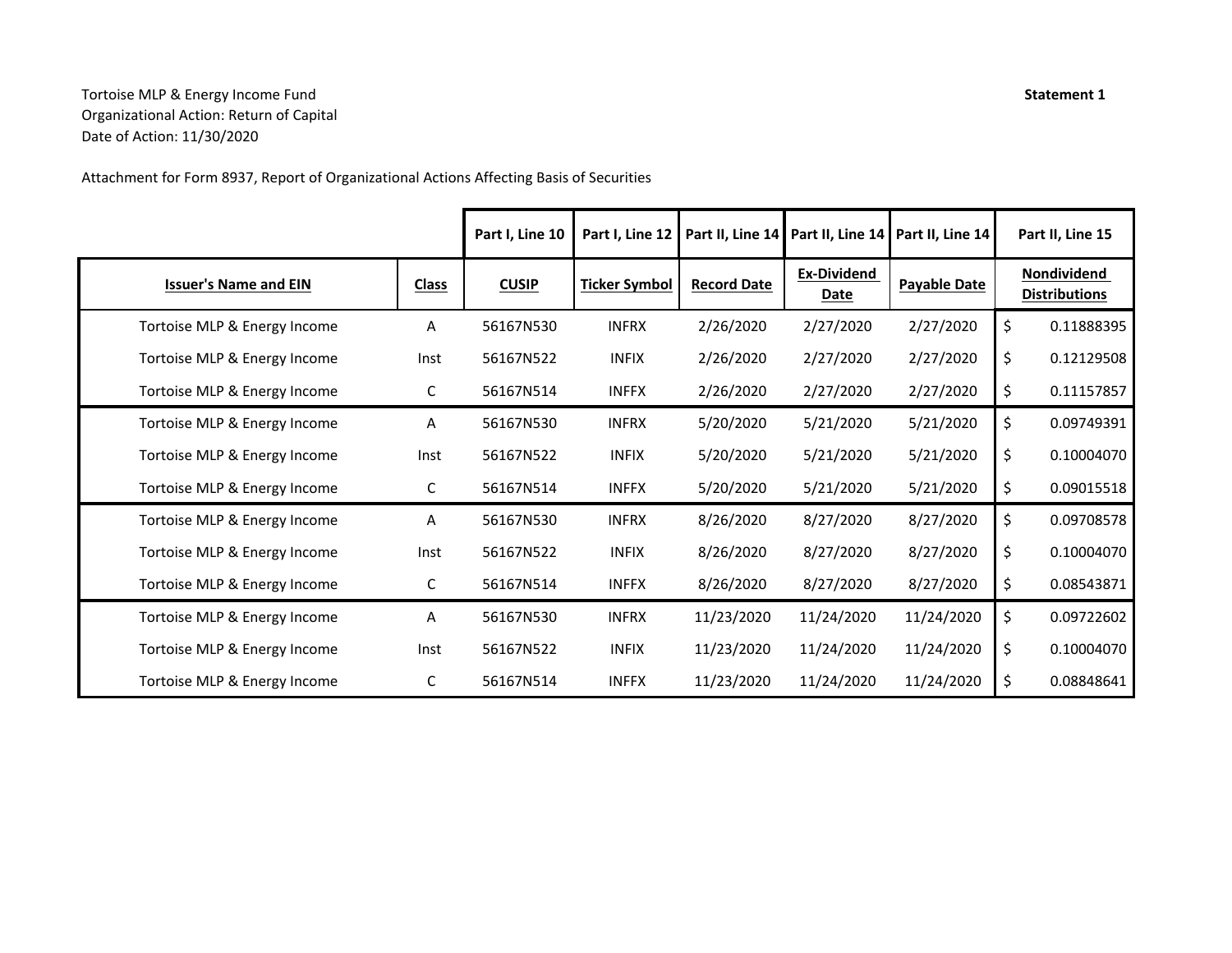Tortoise MLP & Energy Income Fund
Organizational Action: Return of Capital
Date of Action: 11/30/2020

**Statement 1**

Attachment for Form 8937, Report of Organizational Actions Affecting Basis of Securities

| | | Part I, Line 10 | Part I, Line 12 | Part II, Line 14 | Part II, Line 14 | Part II, Line 14 | Part II, Line 15 |
|---|---|---|---|---|---|---|---|
| **Issuer's Name and EIN** | **Class** | **CUSIP** | **Ticker Symbol** | **Record Date** | **Ex-Dividend Date** | **Payable Date** | **Nondividend Distributions** |
| Tortoise MLP & Energy Income | A | 56167N530 | INFRX | 2/26/2020 | 2/27/2020 | 2/27/2020 | $ 0.11888395 |
| Tortoise MLP & Energy Income | Inst | 56167N522 | INFIX | 2/26/2020 | 2/27/2020 | 2/27/2020 | $ 0.12129508 |
| Tortoise MLP & Energy Income | C | 56167N514 | INFFX | 2/26/2020 | 2/27/2020 | 2/27/2020 | $ 0.11157857 |
| Tortoise MLP & Energy Income | A | 56167N530 | INFRX | 5/20/2020 | 5/21/2020 | 5/21/2020 | $ 0.09749391 |
| Tortoise MLP & Energy Income | Inst | 56167N522 | INFIX | 5/20/2020 | 5/21/2020 | 5/21/2020 | $ 0.10004070 |
| Tortoise MLP & Energy Income | C | 56167N514 | INFFX | 5/20/2020 | 5/21/2020 | 5/21/2020 | $ 0.09015518 |
| Tortoise MLP & Energy Income | A | 56167N530 | INFRX | 8/26/2020 | 8/27/2020 | 8/27/2020 | $ 0.09708578 |
| Tortoise MLP & Energy Income | Inst | 56167N522 | INFIX | 8/26/2020 | 8/27/2020 | 8/27/2020 | $ 0.10004070 |
| Tortoise MLP & Energy Income | C | 56167N514 | INFFX | 8/26/2020 | 8/27/2020 | 8/27/2020 | $ 0.08543871 |
| Tortoise MLP & Energy Income | A | 56167N530 | INFRX | 11/23/2020 | 11/24/2020 | 11/24/2020 | $ 0.09722602 |
| Tortoise MLP & Energy Income | Inst | 56167N522 | INFIX | 11/23/2020 | 11/24/2020 | 11/24/2020 | $ 0.10004070 |
| Tortoise MLP & Energy Income | C | 56167N514 | INFFX | 11/23/2020 | 11/24/2020 | 11/24/2020 | $ 0.08848641 |